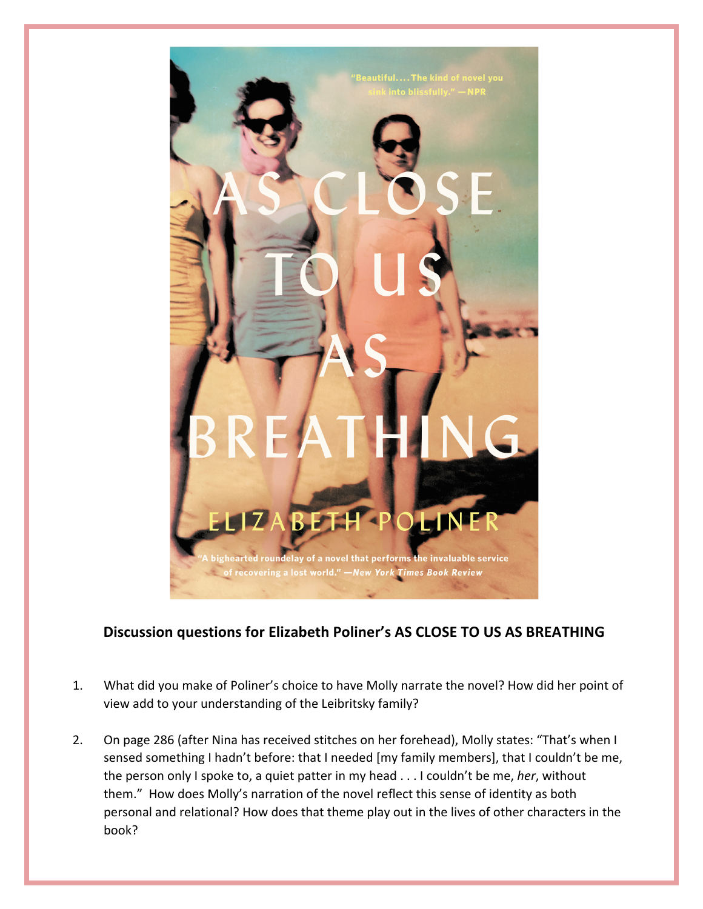**Discussion questions for Elizabeth Poliner's AS CLOSE TO US AS BREATHING**

1. What did you make of Poliner's choice to have Molly narrate the novel? How did her point of view add to your understanding of the Leibritsky family?

2. On page 286 (after Nina has received stitches on her forehead), Molly states: "That's when I sensed something I hadn't before: that I needed [my family members], that I couldn't be me, the person only I spoke to, a quiet patter in my head . . . I couldn't be me, *her*, without them." How does Molly's narration of the novel reflect this sense of identity as both personal and relational? How does that theme play out in the lives of other characters in the book?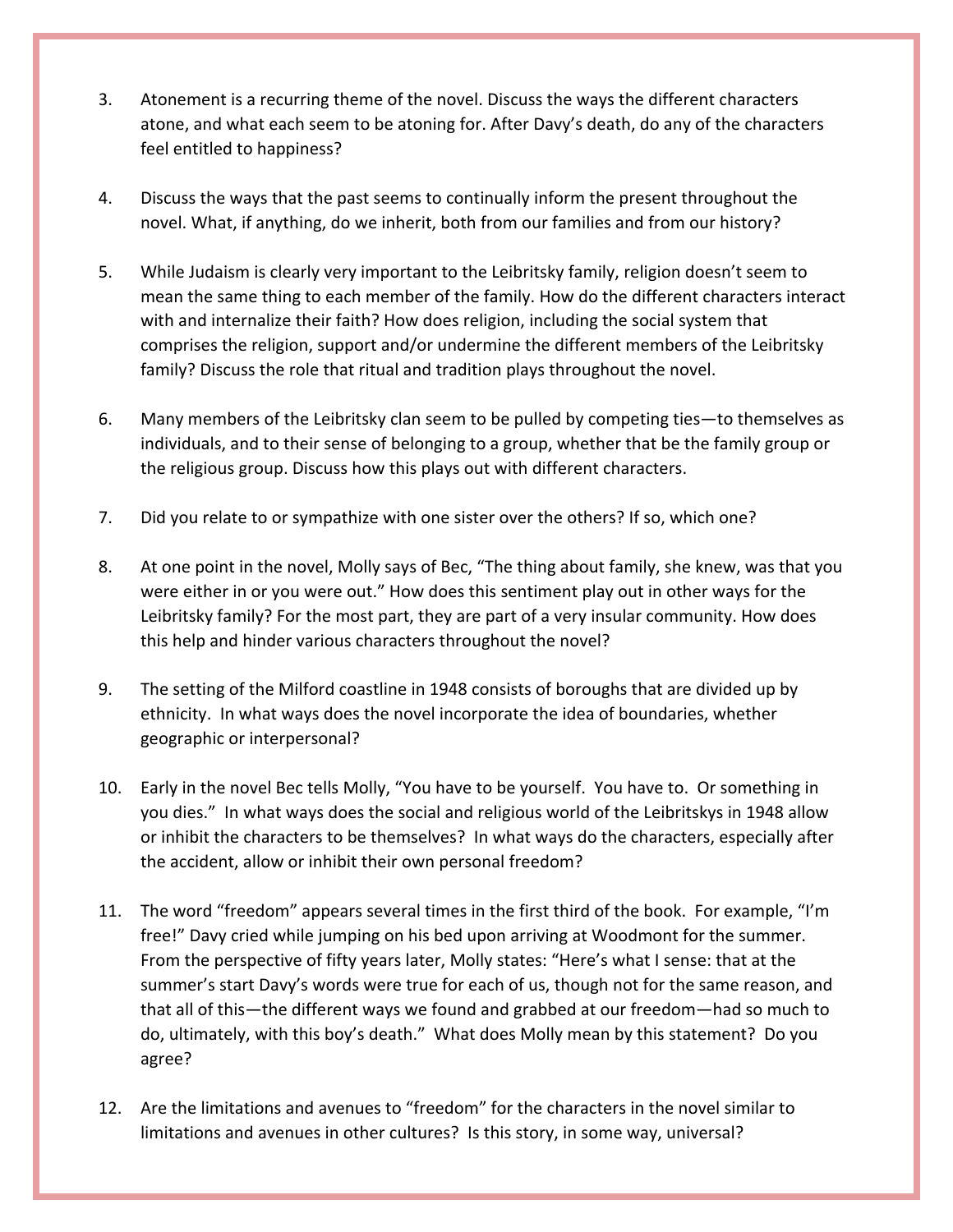3. Atonement is a recurring theme of the novel. Discuss the ways the different characters atone, and what each seem to be atoning for. After Davy's death, do any of the characters feel entitled to happiness?

4. Discuss the ways that the past seems to continually inform the present throughout the novel. What, if anything, do we inherit, both from our families and from our history?

5. While Judaism is clearly very important to the Leibritsky family, religion doesn't seem to mean the same thing to each member of the family. How do the different characters interact with and internalize their faith? How does religion, including the social system that comprises the religion, support and/or undermine the different members of the Leibritsky family? Discuss the role that ritual and tradition plays throughout the novel.

6. Many members of the Leibritsky clan seem to be pulled by competing ties—to themselves as individuals, and to their sense of belonging to a group, whether that be the family group or the religious group. Discuss how this plays out with different characters.

7. Did you relate to or sympathize with one sister over the others? If so, which one?

8. At one point in the novel, Molly says of Bec, "The thing about family, she knew, was that you were either in or you were out." How does this sentiment play out in other ways for the Leibritsky family? For the most part, they are part of a very insular community. How does this help and hinder various characters throughout the novel?

9. The setting of the Milford coastline in 1948 consists of boroughs that are divided up by ethnicity. In what ways does the novel incorporate the idea of boundaries, whether geographic or interpersonal?

10. Early in the novel Bec tells Molly, "You have to be yourself. You have to. Or something in you dies." In what ways does the social and religious world of the Leibritskys in 1948 allow or inhibit the characters to be themselves? In what ways do the characters, especially after the accident, allow or inhibit their own personal freedom?

11. The word "freedom" appears several times in the first third of the book. For example, "I'm free!" Davy cried while jumping on his bed upon arriving at Woodmont for the summer. From the perspective of fifty years later, Molly states: "Here's what I sense: that at the summer's start Davy's words were true for each of us, though not for the same reason, and that all of this—the different ways we found and grabbed at our freedom—had so much to do, ultimately, with this boy's death." What does Molly mean by this statement? Do you agree?

12. Are the limitations and avenues to "freedom" for the characters in the novel similar to limitations and avenues in other cultures? Is this story, in some way, universal?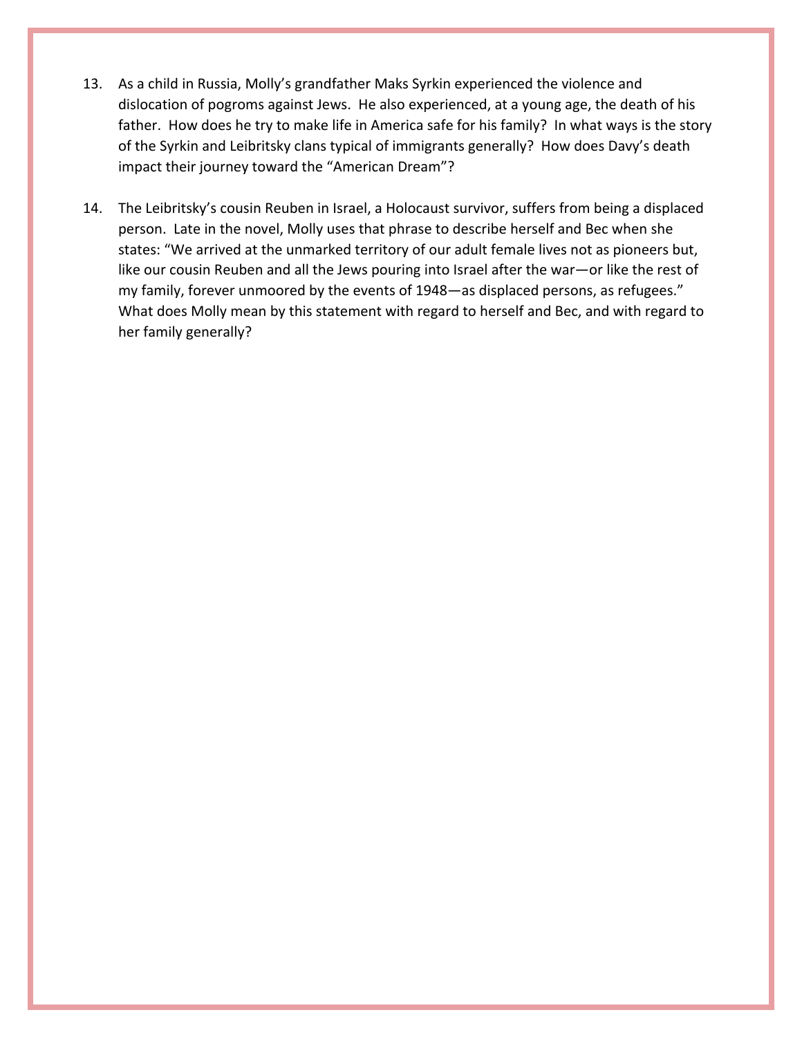13. As a child in Russia, Molly's grandfather Maks Syrkin experienced the violence and dislocation of pogroms against Jews. He also experienced, at a young age, the death of his father. How does he try to make life in America safe for his family? In what ways is the story of the Syrkin and Leibritsky clans typical of immigrants generally? How does Davy's death impact their journey toward the "American Dream"?

14. The Leibritsky's cousin Reuben in Israel, a Holocaust survivor, suffers from being a displaced person. Late in the novel, Molly uses that phrase to describe herself and Bec when she states: "We arrived at the unmarked territory of our adult female lives not as pioneers but, like our cousin Reuben and all the Jews pouring into Israel after the war—or like the rest of my family, forever unmoored by the events of 1948—as displaced persons, as refugees." What does Molly mean by this statement with regard to herself and Bec, and with regard to her family generally?